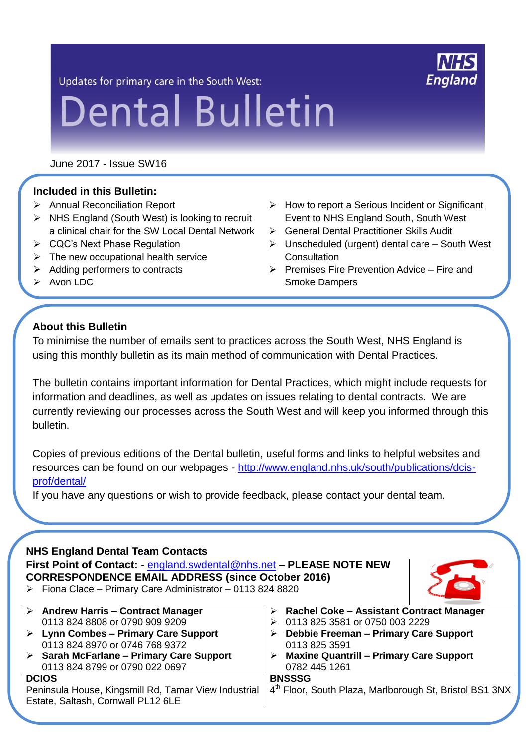Updates for primary care in the South West:

# Dental Bulletin

NHS England

June 2017 - Issue SW16

**Included in this Bulletin:**

- Annual Reconciliation Report
- NHS England (South West) is looking to recruit a clinical chair for the SW Local Dental Network
- CQC's Next Phase Regulation
- The new occupational health service
- Adding performers to contracts
- Avon LDC
- How to report a Serious Incident or Significant Event to NHS England South, South West
- General Dental Practitioner Skills Audit
- Unscheduled (urgent) dental care – South West Consultation
- Premises Fire Prevention Advice – Fire and Smoke Dampers

## About this Bulletin

To minimise the number of emails sent to practices across the South West, NHS England is using this monthly bulletin as its main method of communication with Dental Practices.

The bulletin contains important information for Dental Practices, which might include requests for information and deadlines, as well as updates on issues relating to dental contracts. We are currently reviewing our processes across the South West and will keep you informed through this bulletin.

Copies of previous editions of the Dental bulletin, useful forms and links to helpful websites and resources can be found on our webpages - http://www.england.nhs.uk/south/publications/dcis-prof/dental/

If you have any questions or wish to provide feedback, please contact your dental team.

## NHS England Dental Team Contacts

**First Point of Contact:** - england.swdental@nhs.net **– PLEASE NOTE NEW CORRESPONDENCE EMAIL ADDRESS (since October 2016)**

- Fiona Clace – Primary Care Administrator – 0113 824 8820

| | |
|---|---|
| **Andrew Harris – Contract Manager**<br>0113 824 8808 or 0790 909 9209<br>**Lynn Combes – Primary Care Support**<br>0113 824 8970 or 0746 768 9372<br>**Sarah McFarlane – Primary Care Support**<br>0113 824 8799 or 0790 022 0697 | **Rachel Coke – Assistant Contract Manager**<br>0113 825 3581 or 0750 003 2229<br>**Debbie Freeman – Primary Care Support**<br>0113 825 3591<br>**Maxine Quantrill – Primary Care Support**<br>0782 445 1261 |
| **DCIOS**<br>Peninsula House, Kingsmill Rd, Tamar View Industrial Estate, Saltash, Cornwall PL12 6LE | **BNSSSG**<br>4th Floor, South Plaza, Marlborough St, Bristol BS1 3NX |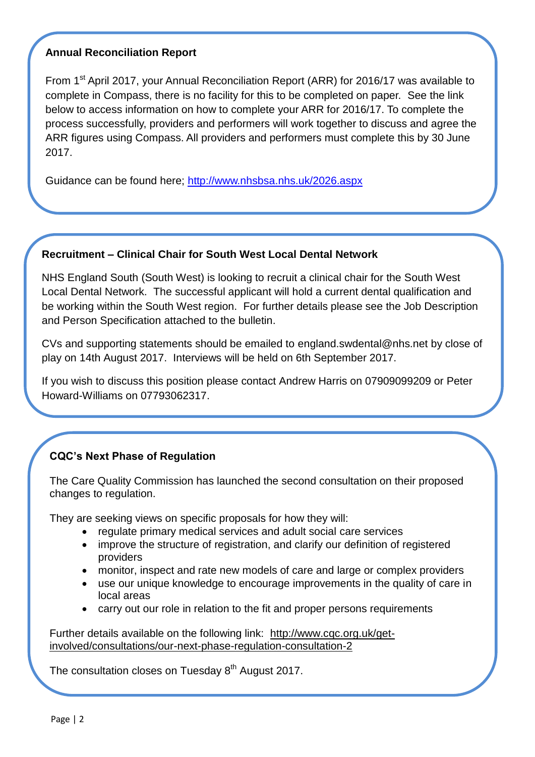## Annual Reconciliation Report

From 1st April 2017, your Annual Reconciliation Report (ARR) for 2016/17 was available to complete in Compass, there is no facility for this to be completed on paper. See the link below to access information on how to complete your ARR for 2016/17. To complete the process successfully, providers and performers will work together to discuss and agree the ARR figures using Compass. All providers and performers must complete this by 30 June 2017.

Guidance can be found here; http://www.nhsbsa.nhs.uk/2026.aspx

## Recruitment – Clinical Chair for South West Local Dental Network

NHS England South (South West) is looking to recruit a clinical chair for the South West Local Dental Network. The successful applicant will hold a current dental qualification and be working within the South West region. For further details please see the Job Description and Person Specification attached to the bulletin.

CVs and supporting statements should be emailed to england.swdental@nhs.net by close of play on 14th August 2017. Interviews will be held on 6th September 2017.

If you wish to discuss this position please contact Andrew Harris on 07909099209 or Peter Howard-Williams on 07793062317.

## CQC's Next Phase of Regulation

The Care Quality Commission has launched the second consultation on their proposed changes to regulation.

They are seeking views on specific proposals for how they will:

- regulate primary medical services and adult social care services
- improve the structure of registration, and clarify our definition of registered providers
- monitor, inspect and rate new models of care and large or complex providers
- use our unique knowledge to encourage improvements in the quality of care in local areas
- carry out our role in relation to the fit and proper persons requirements

Further details available on the following link: http://www.cqc.org.uk/get-involved/consultations/our-next-phase-regulation-consultation-2

The consultation closes on Tuesday 8th August 2017.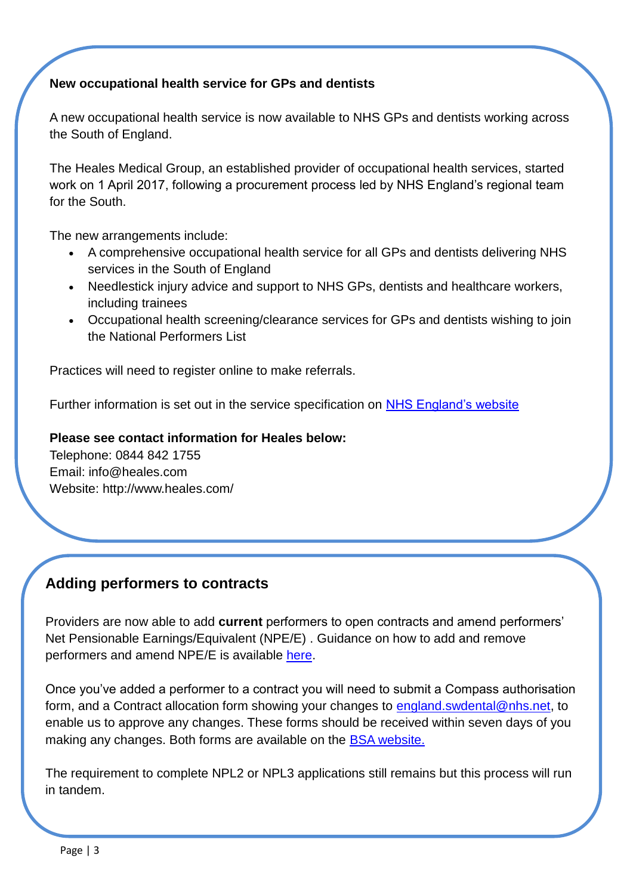**New occupational health service for GPs and dentists**

A new occupational health service is now available to NHS GPs and dentists working across the South of England.

The Heales Medical Group, an established provider of occupational health services, started work on 1 April 2017, following a procurement process led by NHS England's regional team for the South.

The new arrangements include:

- A comprehensive occupational health service for all GPs and dentists delivering NHS services in the South of England
- Needlestick injury advice and support to NHS GPs, dentists and healthcare workers, including trainees
- Occupational health screening/clearance services for GPs and dentists wishing to join the National Performers List

Practices will need to register online to make referrals.

Further information is set out in the service specification on NHS England's website

**Please see contact information for Heales below:**
Telephone: 0844 842 1755
Email: info@heales.com
Website: http://www.heales.com/

## Adding performers to contracts

Providers are now able to add **current** performers to open contracts and amend performers' Net Pensionable Earnings/Equivalent (NPE/E) . Guidance on how to add and remove performers and amend NPE/E is available here.

Once you've added a performer to a contract you will need to submit a Compass authorisation form, and a Contract allocation form showing your changes to england.swdental@nhs.net, to enable us to approve any changes. These forms should be received within seven days of you making any changes. Both forms are available on the BSA website.

The requirement to complete NPL2 or NPL3 applications still remains but this process will run in tandem.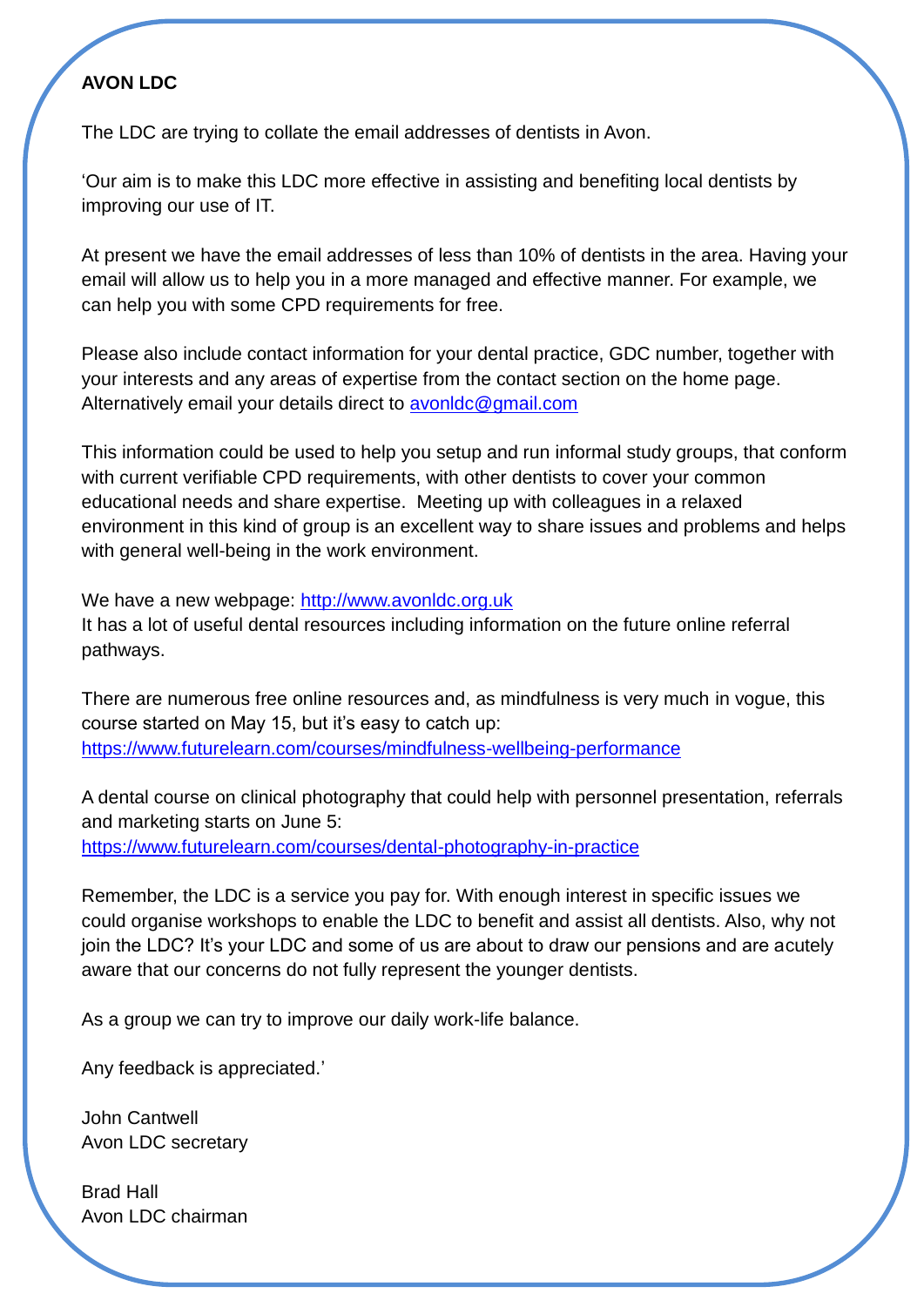**AVON LDC**

The LDC are trying to collate the email addresses of dentists in Avon.

'Our aim is to make this LDC more effective in assisting and benefiting local dentists by improving our use of IT.

At present we have the email addresses of less than 10% of dentists in the area. Having your email will allow us to help you in a more managed and effective manner. For example, we can help you with some CPD requirements for free.

Please also include contact information for your dental practice, GDC number, together with your interests and any areas of expertise from the contact section on the home page. Alternatively email your details direct to [avonldc@gmail.com](mailto:avonldc@gmail.com)

This information could be used to help you setup and run informal study groups, that conform with current verifiable CPD requirements, with other dentists to cover your common educational needs and share expertise. Meeting up with colleagues in a relaxed environment in this kind of group is an excellent way to share issues and problems and helps with general well-being in the work environment.

We have a new webpage: [http://www.avonldc.org.uk](http://www.avonldc.org.uk)
It has a lot of useful dental resources including information on the future online referral pathways.

There are numerous free online resources and, as mindfulness is very much in vogue, this course started on May 15, but it's easy to catch up:
[https://www.futurelearn.com/courses/mindfulness-wellbeing-performance](https://www.futurelearn.com/courses/mindfulness-wellbeing-performance)

A dental course on clinical photography that could help with personnel presentation, referrals and marketing starts on June 5:
[https://www.futurelearn.com/courses/dental-photography-in-practice](https://www.futurelearn.com/courses/dental-photography-in-practice)

Remember, the LDC is a service you pay for. With enough interest in specific issues we could organise workshops to enable the LDC to benefit and assist all dentists. Also, why not join the LDC? It's your LDC and some of us are about to draw our pensions and are acutely aware that our concerns do not fully represent the younger dentists.

As a group we can try to improve our daily work-life balance.

Any feedback is appreciated.'

John Cantwell
Avon LDC secretary

Brad Hall
Avon LDC chairman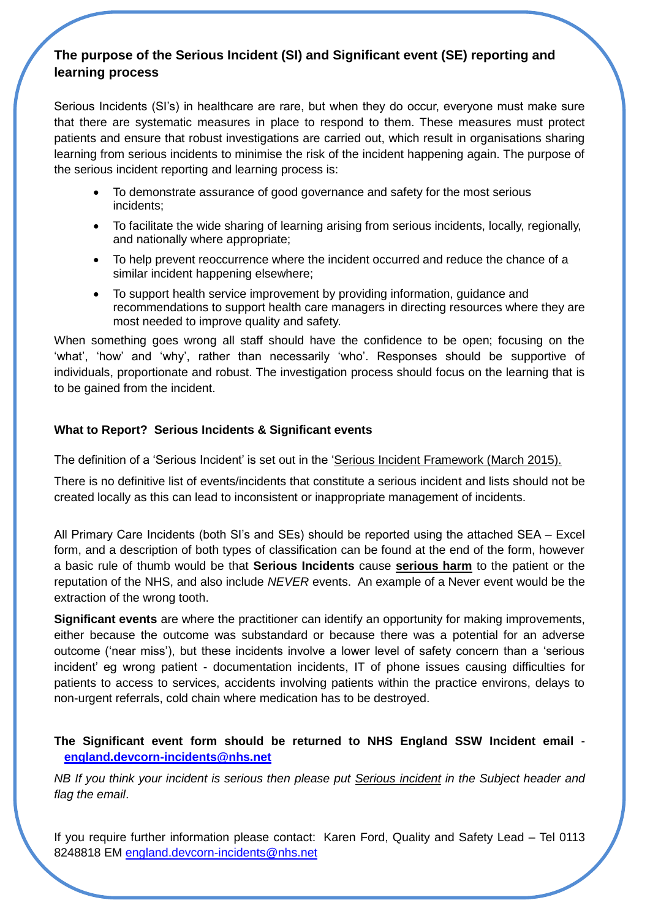## The purpose of the Serious Incident (SI) and Significant event (SE) reporting and learning process

Serious Incidents (SI's) in healthcare are rare, but when they do occur, everyone must make sure that there are systematic measures in place to respond to them. These measures must protect patients and ensure that robust investigations are carried out, which result in organisations sharing learning from serious incidents to minimise the risk of the incident happening again. The purpose of the serious incident reporting and learning process is:

- To demonstrate assurance of good governance and safety for the most serious incidents;
- To facilitate the wide sharing of learning arising from serious incidents, locally, regionally, and nationally where appropriate;
- To help prevent reoccurrence where the incident occurred and reduce the chance of a similar incident happening elsewhere;
- To support health service improvement by providing information, guidance and recommendations to support health care managers in directing resources where they are most needed to improve quality and safety.

When something goes wrong all staff should have the confidence to be open; focusing on the 'what', 'how' and 'why', rather than necessarily 'who'. Responses should be supportive of individuals, proportionate and robust. The investigation process should focus on the learning that is to be gained from the incident.

### What to Report? Serious Incidents & Significant events

The definition of a 'Serious Incident' is set out in the 'Serious Incident Framework (March 2015).

There is no definitive list of events/incidents that constitute a serious incident and lists should not be created locally as this can lead to inconsistent or inappropriate management of incidents.

All Primary Care Incidents (both SI's and SEs) should be reported using the attached SEA – Excel form, and a description of both types of classification can be found at the end of the form, however a basic rule of thumb would be that **Serious Incidents** cause **serious harm** to the patient or the reputation of the NHS, and also include *NEVER* events. An example of a Never event would be the extraction of the wrong tooth.

**Significant events** are where the practitioner can identify an opportunity for making improvements, either because the outcome was substandard or because there was a potential for an adverse outcome ('near miss'), but these incidents involve a lower level of safety concern than a 'serious incident' eg wrong patient - documentation incidents, IT of phone issues causing difficulties for patients to access to services, accidents involving patients within the practice environs, delays to non-urgent referrals, cold chain where medication has to be destroyed.

**The Significant event form should be returned to NHS England SSW Incident email - england.devcorn-incidents@nhs.net**

*NB If you think your incident is serious then please put Serious incident in the Subject header and flag the email*.

If you require further information please contact: Karen Ford, Quality and Safety Lead – Tel 0113 8248818 EM england.devcorn-incidents@nhs.net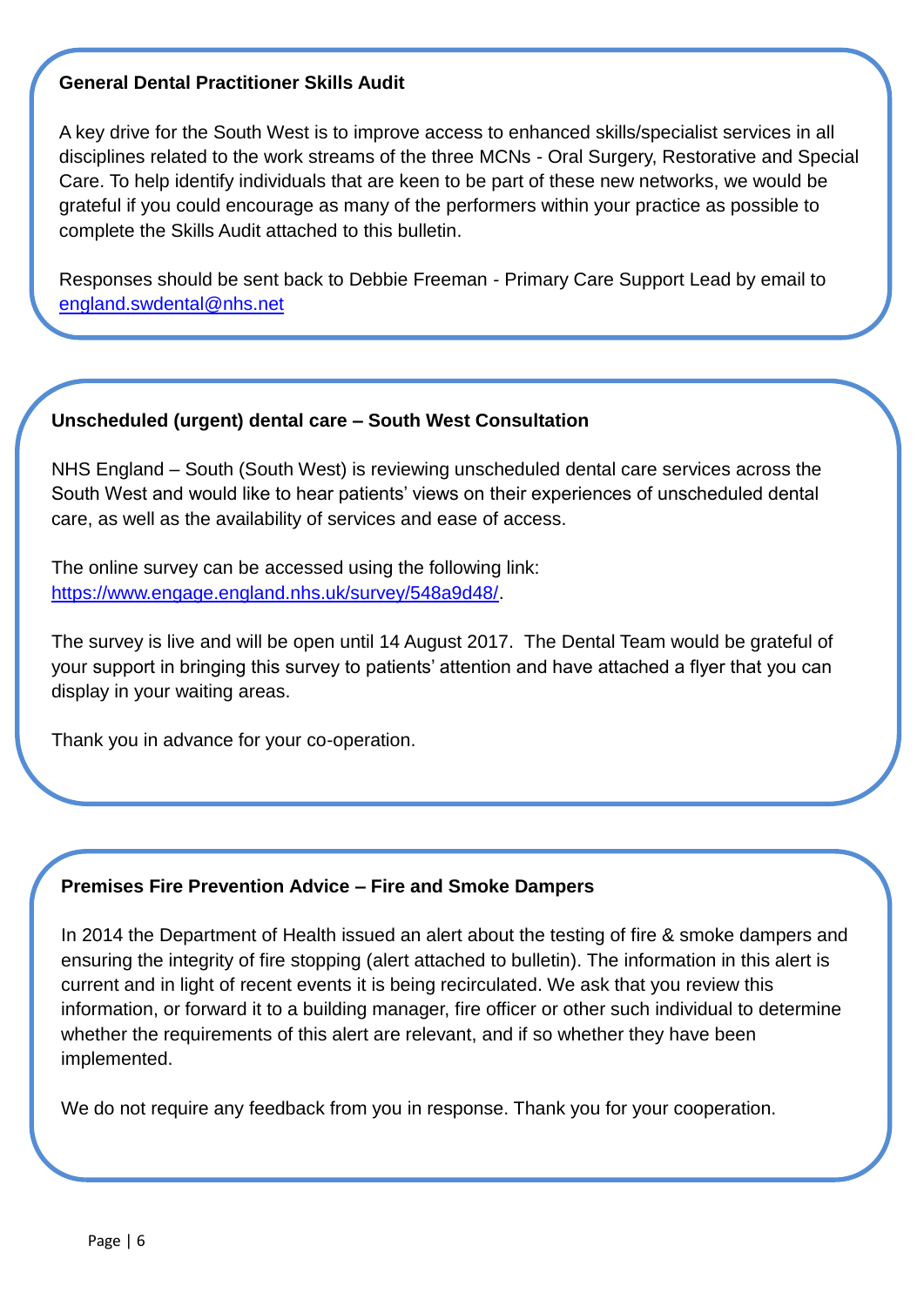## General Dental Practitioner Skills Audit

A key drive for the South West is to improve access to enhanced skills/specialist services in all disciplines related to the work streams of the three MCNs - Oral Surgery, Restorative and Special Care. To help identify individuals that are keen to be part of these new networks, we would be grateful if you could encourage as many of the performers within your practice as possible to complete the Skills Audit attached to this bulletin.

Responses should be sent back to Debbie Freeman - Primary Care Support Lead by email to england.swdental@nhs.net

## Unscheduled (urgent) dental care – South West Consultation

NHS England – South (South West) is reviewing unscheduled dental care services across the South West and would like to hear patients' views on their experiences of unscheduled dental care, as well as the availability of services and ease of access.

The online survey can be accessed using the following link: https://www.engage.england.nhs.uk/survey/548a9d48/.

The survey is live and will be open until 14 August 2017. The Dental Team would be grateful of your support in bringing this survey to patients' attention and have attached a flyer that you can display in your waiting areas.

Thank you in advance for your co-operation.

## Premises Fire Prevention Advice – Fire and Smoke Dampers

In 2014 the Department of Health issued an alert about the testing of fire & smoke dampers and ensuring the integrity of fire stopping (alert attached to bulletin). The information in this alert is current and in light of recent events it is being recirculated. We ask that you review this information, or forward it to a building manager, fire officer or other such individual to determine whether the requirements of this alert are relevant, and if so whether they have been implemented.

We do not require any feedback from you in response. Thank you for your cooperation.